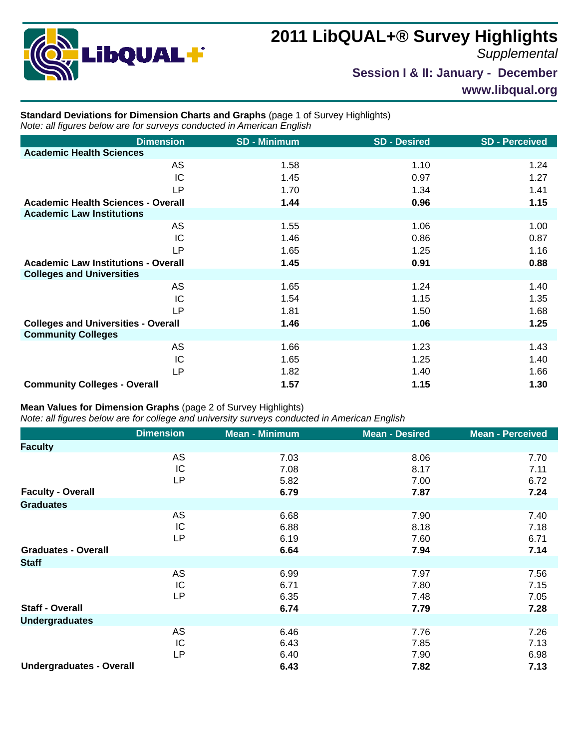# 2011 LibQUAL+® Survey Highlights

*Supplemental*

**Session I & II: January - December**

**www.libqual.org**

**Standard Deviations for Dimension Charts and Graphs** (page 1 of Survey Highlights)
*Note: all figures below are for surveys conducted in American English*

| Dimension | SD - Minimum | SD - Desired | SD - Perceived |
|---|---|---|---|
| **Academic Health Sciences** | | | |
| AS | 1.58 | 1.10 | 1.24 |
| IC | 1.45 | 0.97 | 1.27 |
| LP | 1.70 | 1.34 | 1.41 |
| **Academic Health Sciences - Overall** | **1.44** | **0.96** | **1.15** |
| **Academic Law Institutions** | | | |
| AS | 1.55 | 1.06 | 1.00 |
| IC | 1.46 | 0.86 | 0.87 |
| LP | 1.65 | 1.25 | 1.16 |
| **Academic Law Institutions - Overall** | **1.45** | **0.91** | **0.88** |
| **Colleges and Universities** | | | |
| AS | 1.65 | 1.24 | 1.40 |
| IC | 1.54 | 1.15 | 1.35 |
| LP | 1.81 | 1.50 | 1.68 |
| **Colleges and Universities - Overall** | **1.46** | **1.06** | **1.25** |
| **Community Colleges** | | | |
| AS | 1.66 | 1.23 | 1.43 |
| IC | 1.65 | 1.25 | 1.40 |
| LP | 1.82 | 1.40 | 1.66 |
| **Community Colleges - Overall** | **1.57** | **1.15** | **1.30** |

**Mean Values for Dimension Graphs** (page 2 of Survey Highlights)
*Note: all figures below are for college and university surveys conducted in American English*

| Dimension | Mean - Minimum | Mean - Desired | Mean - Perceived |
|---|---|---|---|
| **Faculty** | | | |
| AS | 7.03 | 8.06 | 7.70 |
| IC | 7.08 | 8.17 | 7.11 |
| LP | 5.82 | 7.00 | 6.72 |
| **Faculty - Overall** | **6.79** | **7.87** | **7.24** |
| **Graduates** | | | |
| AS | 6.68 | 7.90 | 7.40 |
| IC | 6.88 | 8.18 | 7.18 |
| LP | 6.19 | 7.60 | 6.71 |
| **Graduates - Overall** | **6.64** | **7.94** | **7.14** |
| **Staff** | | | |
| AS | 6.99 | 7.97 | 7.56 |
| IC | 6.71 | 7.80 | 7.15 |
| LP | 6.35 | 7.48 | 7.05 |
| **Staff - Overall** | **6.74** | **7.79** | **7.28** |
| **Undergraduates** | | | |
| AS | 6.46 | 7.76 | 7.26 |
| IC | 6.43 | 7.85 | 7.13 |
| LP | 6.40 | 7.90 | 6.98 |
| **Undergraduates - Overall** | **6.43** | **7.82** | **7.13** |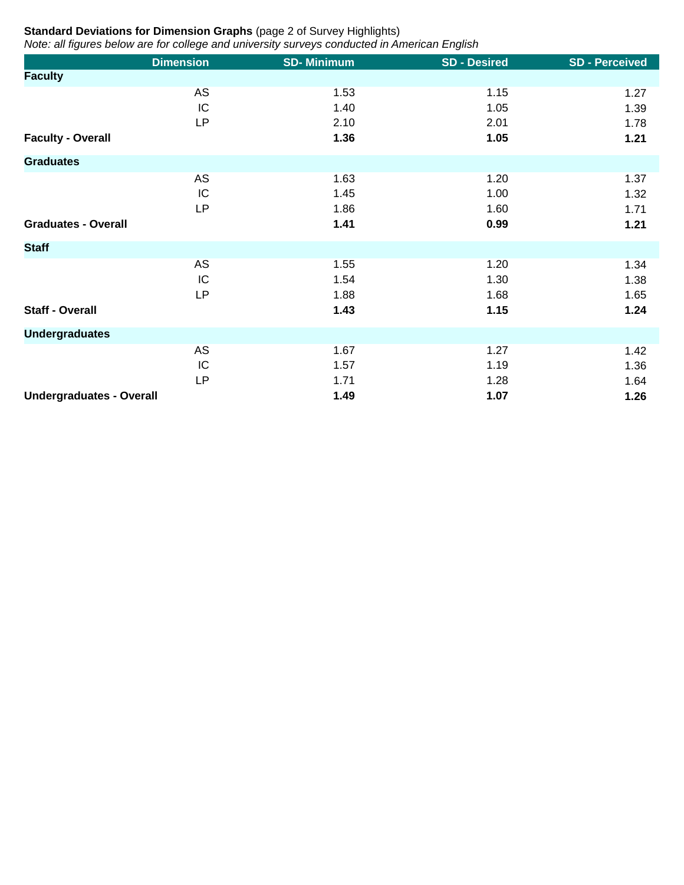**Standard Deviations for Dimension Graphs** (page 2 of Survey Highlights)
*Note: all figures below are for college and university surveys conducted in American English*

| Dimension | SD- Minimum | SD - Desired | SD - Perceived |
|---|---|---|---|
| **Faculty** | | | |
| AS | 1.53 | 1.15 | 1.27 |
| IC | 1.40 | 1.05 | 1.39 |
| LP | 2.10 | 2.01 | 1.78 |
| **Faculty - Overall** | **1.36** | **1.05** | **1.21** |
| **Graduates** | | | |
| AS | 1.63 | 1.20 | 1.37 |
| IC | 1.45 | 1.00 | 1.32 |
| LP | 1.86 | 1.60 | 1.71 |
| **Graduates - Overall** | **1.41** | **0.99** | **1.21** |
| **Staff** | | | |
| AS | 1.55 | 1.20 | 1.34 |
| IC | 1.54 | 1.30 | 1.38 |
| LP | 1.88 | 1.68 | 1.65 |
| **Staff - Overall** | **1.43** | **1.15** | **1.24** |
| **Undergraduates** | | | |
| AS | 1.67 | 1.27 | 1.42 |
| IC | 1.57 | 1.19 | 1.36 |
| LP | 1.71 | 1.28 | 1.64 |
| **Undergraduates - Overall** | **1.49** | **1.07** | **1.26** |